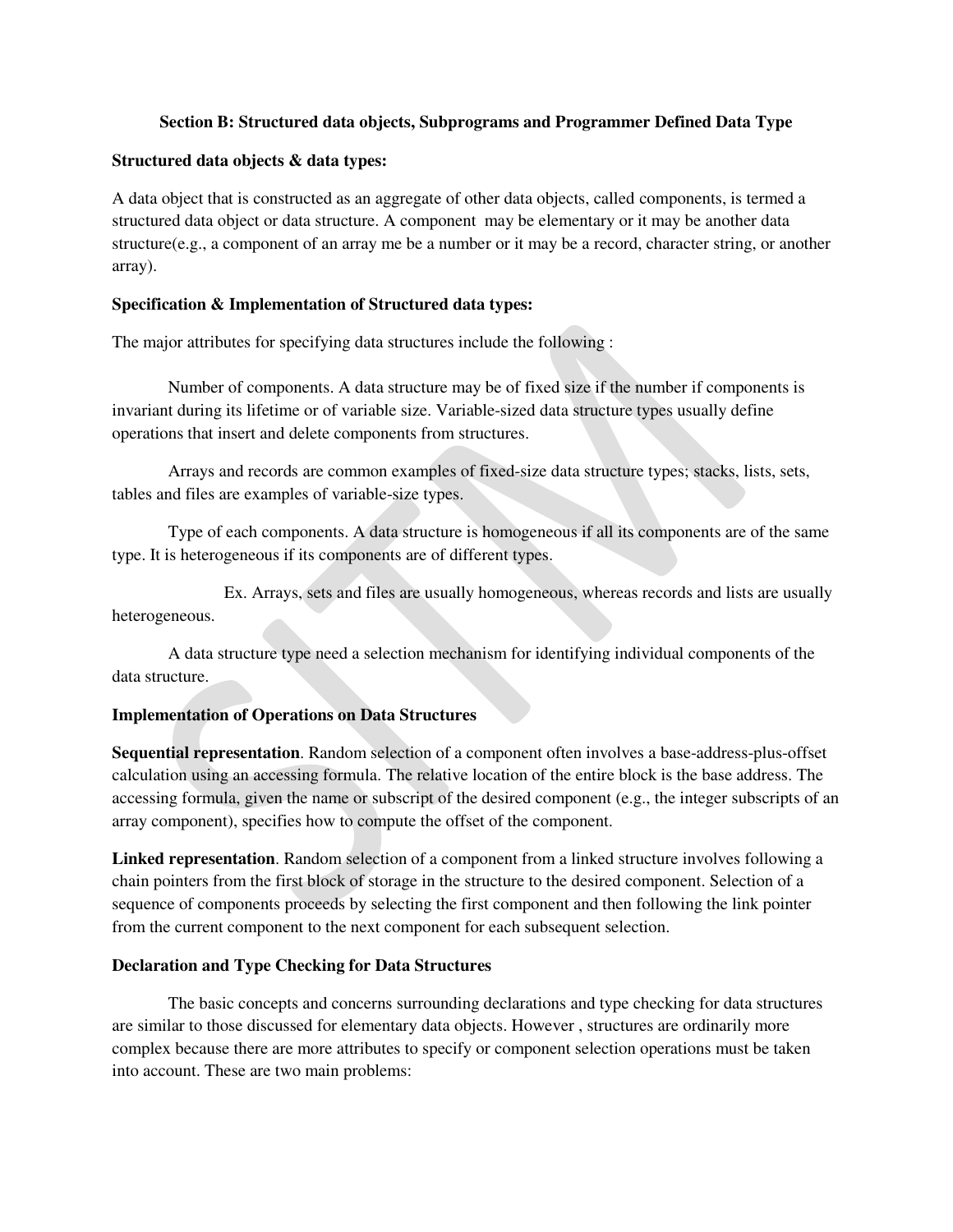**Section B: Structured data objects, Subprograms and Programmer Defined Data Type**

**Structured data objects & data types:**

A data object that is constructed as an aggregate of other data objects, called components, is termed a structured data object or data structure. A component may be elementary or it may be another data structure(e.g., a component of an array me be a number or it may be a record, character string, or another array).

**Specification & Implementation of Structured data types:**

The major attributes for specifying data structures include the following :

Number of components. A data structure may be of fixed size if the number if components is invariant during its lifetime or of variable size. Variable-sized data structure types usually define operations that insert and delete components from structures.

Arrays and records are common examples of fixed-size data structure types; stacks, lists, sets, tables and files are examples of variable-size types.

Type of each components. A data structure is homogeneous if all its components are of the same type. It is heterogeneous if its components are of different types.

Ex. Arrays, sets and files are usually homogeneous, whereas records and lists are usually heterogeneous.

A data structure type need a selection mechanism for identifying individual components of the data structure.

**Implementation of Operations on Data Structures**

**Sequential representation**. Random selection of a component often involves a base-address-plus-offset calculation using an accessing formula. The relative location of the entire block is the base address. The accessing formula, given the name or subscript of the desired component (e.g., the integer subscripts of an array component), specifies how to compute the offset of the component.

**Linked representation**. Random selection of a component from a linked structure involves following a chain pointers from the first block of storage in the structure to the desired component. Selection of a sequence of components proceeds by selecting the first component and then following the link pointer from the current component to the next component for each subsequent selection.

**Declaration and Type Checking for Data Structures**

The basic concepts and concerns surrounding declarations and type checking for data structures are similar to those discussed for elementary data objects. However , structures are ordinarily more complex because there are more attributes to specify or component selection operations must be taken into account. These are two main problems: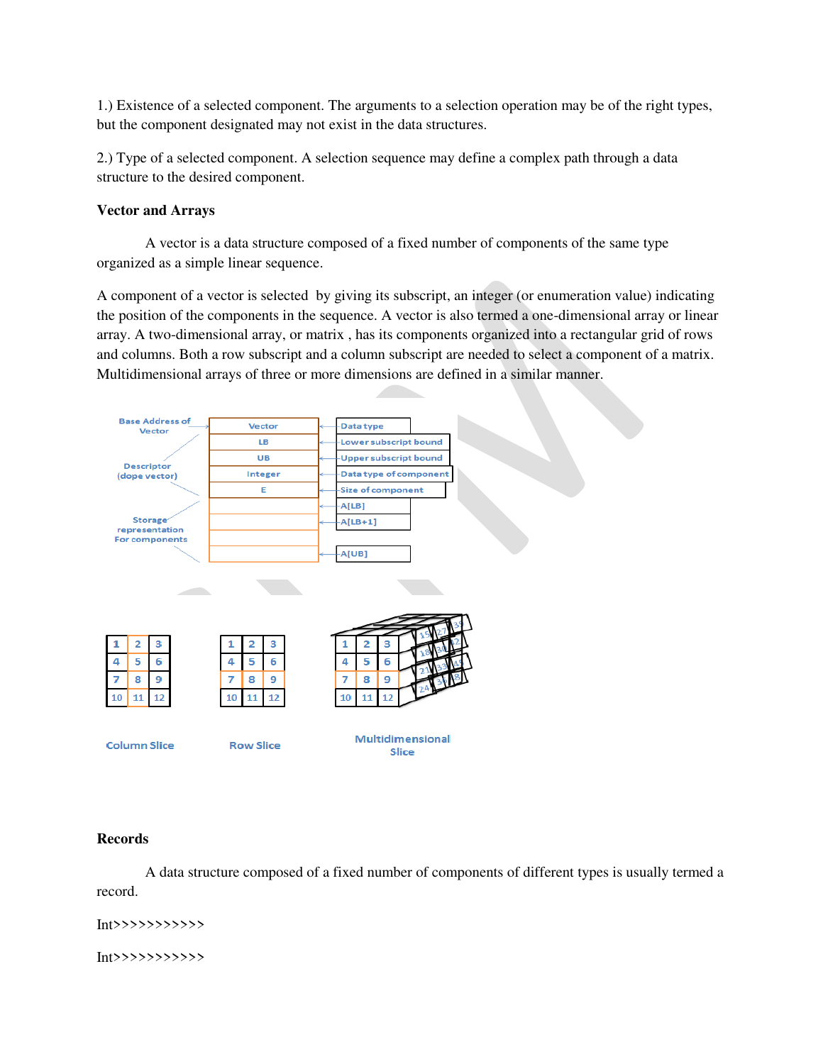1.) Existence of a selected component. The arguments to a selection operation may be of the right types, but the component designated may not exist in the data structures.

2.) Type of a selected component. A selection sequence may define a complex path through a data structure to the desired component.

**Vector and Arrays**

A vector is a data structure composed of a fixed number of components of the same type organized as a simple linear sequence.

A component of a vector is selected by giving its subscript, an integer (or enumeration value) indicating the position of the components in the sequence. A vector is also termed a one-dimensional array or linear array. A two-dimensional array, or matrix , has its components organized into a rectangular grid of rows and columns. Both a row subscript and a column subscript are needed to select a component of a matrix. Multidimensional arrays of three or more dimensions are defined in a similar manner.

Base Address of Vector

Descriptor (dope vector)

Storage representation For components

| | |
|---|---|
| Vector | Data type |
| LB | Lower subscript bound |
| UB | Upper subscript bound |
| Integer | Data type of component |
| E | Size of component |
| | A[LB] |
| | A[LB+1] |
| | |
| | A[UB] |

| 1 | 2 | 3 |
|---|---|---|
| 4 | 5 | 6 |
| 7 | 8 | 9 |
| 10 | 11 | 12 |

Column Slice

| 1 | 2 | 3 |
|---|---|---|
| 4 | 5 | 6 |
| 7 | 8 | 9 |
| 10 | 11 | 12 |

Row Slice

Multidimensional Slice

**Records**

A data structure composed of a fixed number of components of different types is usually termed a record.

Int>>>>>>>>>>>

Int>>>>>>>>>>>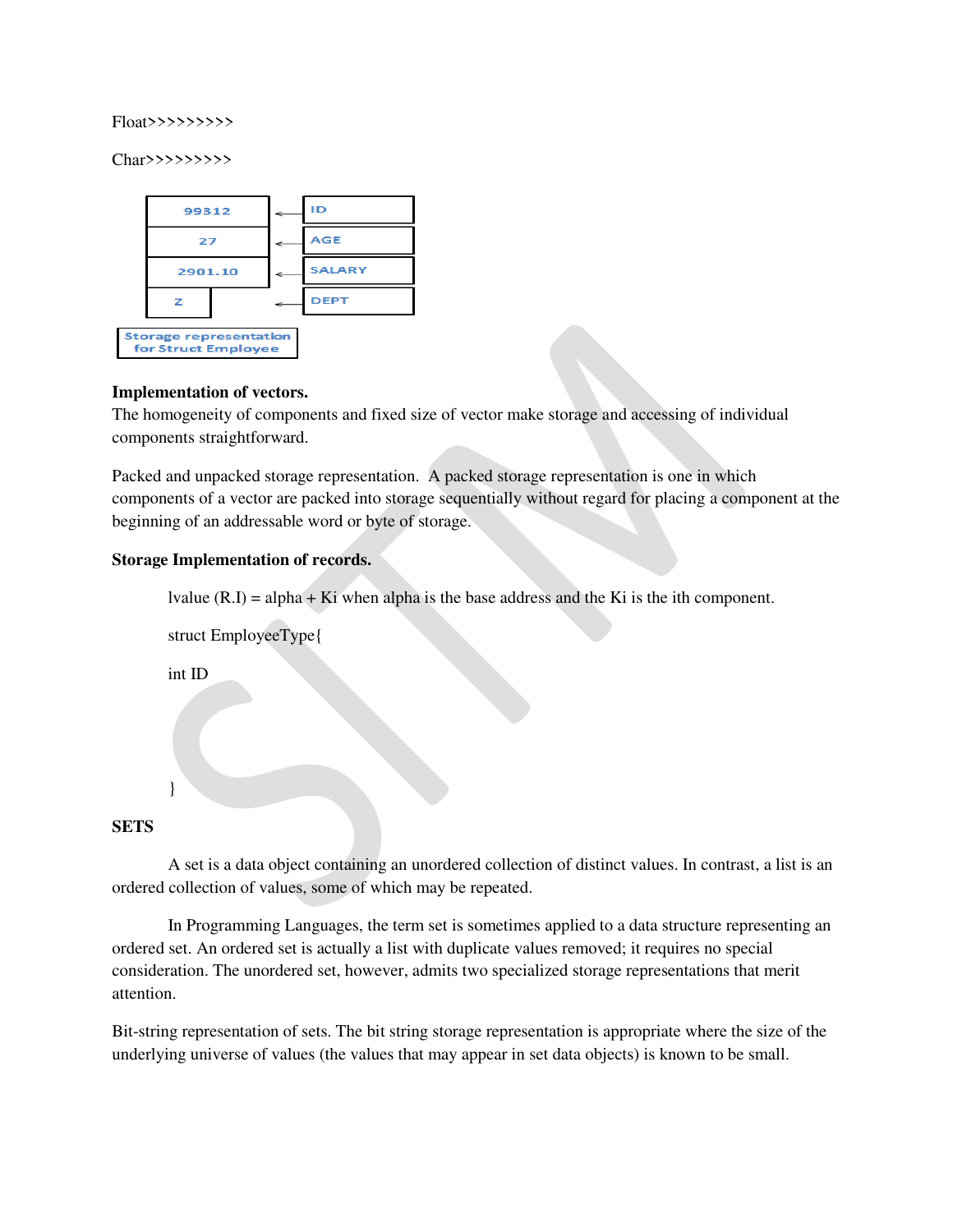Float>>>>>>>>>

Char>>>>>>>>>

| | | |
|---|---|---|
| 99312 | ← | ID |
| 27 | ← | AGE |
| 2901.10 | ← | SALARY |
| Z | ← | DEPT |

Storage representation for Struct Employee

**Implementation of vectors.**
The homogeneity of components and fixed size of vector make storage and accessing of individual components straightforward.

Packed and unpacked storage representation. A packed storage representation is one in which components of a vector are packed into storage sequentially without regard for placing a component at the beginning of an addressable word or byte of storage.

**Storage Implementation of records.**

lvalue (R.I) = alpha + Ki when alpha is the base address and the Ki is the ith component.

```
struct EmployeeType{

int ID




}
```

**SETS**

A set is a data object containing an unordered collection of distinct values. In contrast, a list is an ordered collection of values, some of which may be repeated.

In Programming Languages, the term set is sometimes applied to a data structure representing an ordered set. An ordered set is actually a list with duplicate values removed; it requires no special consideration. The unordered set, however, admits two specialized storage representations that merit attention.

Bit-string representation of sets. The bit string storage representation is appropriate where the size of the underlying universe of values (the values that may appear in set data objects) is known to be small.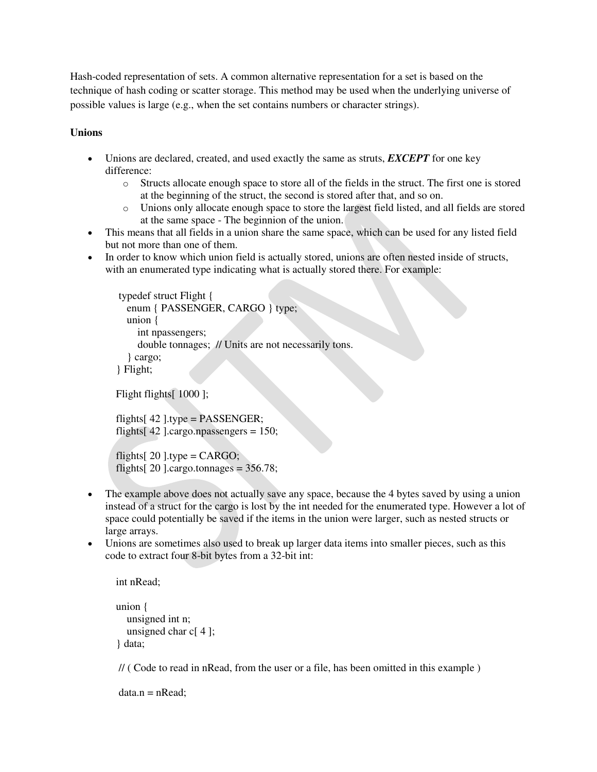Hash-coded representation of sets. A common alternative representation for a set is based on the technique of hash coding or scatter storage. This method may be used when the underlying universe of possible values is large (e.g., when the set contains numbers or character strings).

**Unions**

- Unions are declared, created, and used exactly the same as struts, ***EXCEPT*** for one key difference:
  - Structs allocate enough space to store all of the fields in the struct. The first one is stored at the beginning of the struct, the second is stored after that, and so on.
  - Unions only allocate enough space to store the largest field listed, and all fields are stored at the same space - The beginnion of the union.
- This means that all fields in a union share the same space, which can be used for any listed field but not more than one of them.
- In order to know which union field is actually stored, unions are often nested inside of structs, with an enumerated type indicating what is actually stored there. For example:

```
typedef struct Flight {
   enum { PASSENGER, CARGO } type;
   union {
      int npassengers;
      double tonnages;  // Units are not necessarily tons.
   } cargo;
} Flight;

Flight flights[ 1000 ];

flights[ 42 ].type = PASSENGER;
flights[ 42 ].cargo.npassengers = 150;

flights[ 20 ].type = CARGO;
flights[ 20 ].cargo.tonnages = 356.78;
```

- The example above does not actually save any space, because the 4 bytes saved by using a union instead of a struct for the cargo is lost by the int needed for the enumerated type. However a lot of space could potentially be saved if the items in the union were larger, such as nested structs or large arrays.
- Unions are sometimes also used to break up larger data items into smaller pieces, such as this code to extract four 8-bit bytes from a 32-bit int:

```
int nRead;

union {
   unsigned int n;
   unsigned char c[ 4 ];
} data;

// ( Code to read in nRead, from the user or a file, has been omitted in this example )

data.n = nRead;
```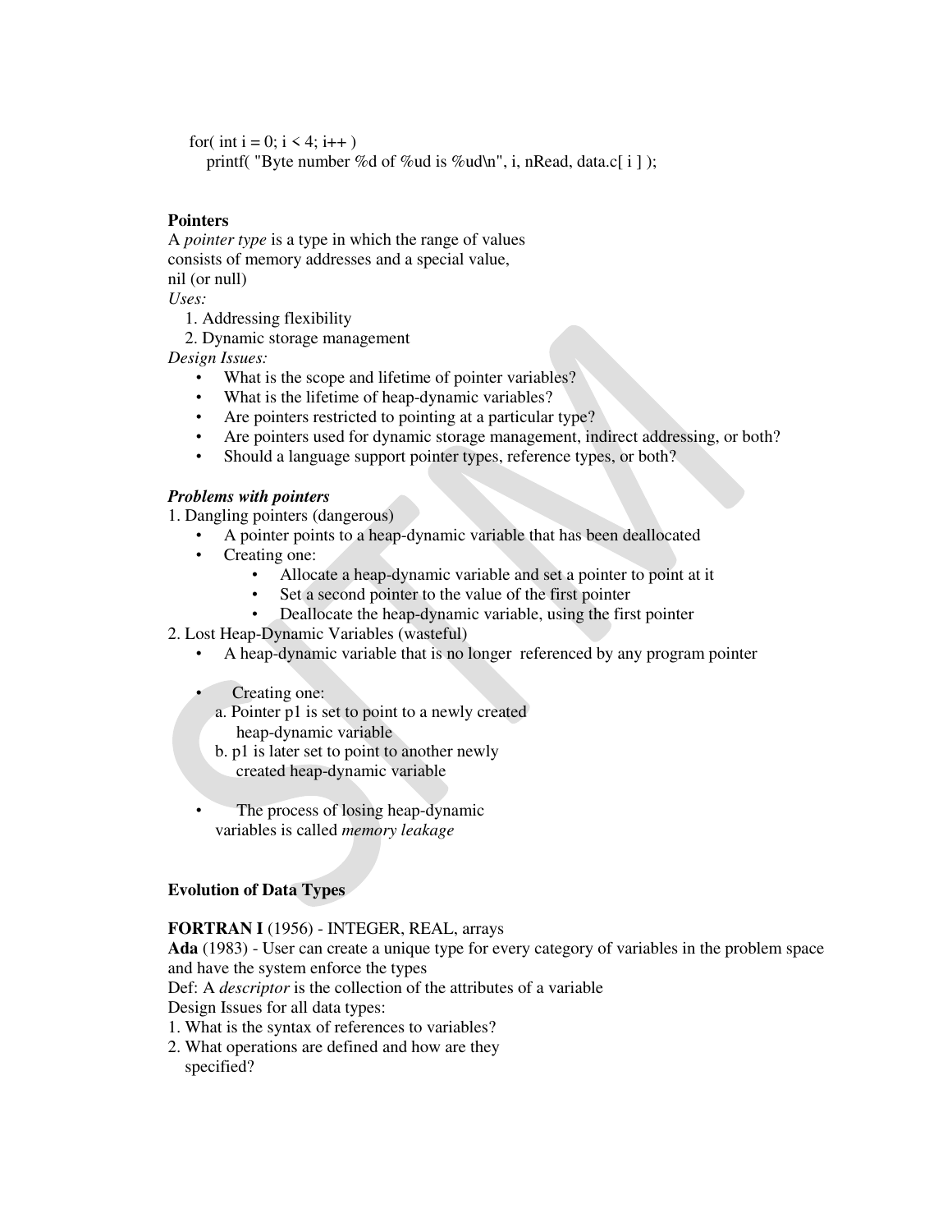```
for( int i = 0; i < 4; i++ )
    printf( "Byte number %d of %ud is %ud\n", i, nRead, data.c[ i ] );
```

**Pointers**

A *pointer type* is a type in which the range of values consists of memory addresses and a special value, nil (or null)

*Uses:*

1. Addressing flexibility
2. Dynamic storage management

*Design Issues:*

- What is the scope and lifetime of pointer variables?
- What is the lifetime of heap-dynamic variables?
- Are pointers restricted to pointing at a particular type?
- Are pointers used for dynamic storage management, indirect addressing, or both?
- Should a language support pointer types, reference types, or both?

***Problems with pointers***

1. Dangling pointers (dangerous)
   - A pointer points to a heap-dynamic variable that has been deallocated
   - Creating one:
     - Allocate a heap-dynamic variable and set a pointer to point at it
     - Set a second pointer to the value of the first pointer
     - Deallocate the heap-dynamic variable, using the first pointer
2. Lost Heap-Dynamic Variables (wasteful)
   - A heap-dynamic variable that is no longer referenced by any program pointer
   - Creating one:
     a. Pointer p1 is set to point to a newly created heap-dynamic variable
     b. p1 is later set to point to another newly created heap-dynamic variable
   - The process of losing heap-dynamic variables is called *memory leakage*

**Evolution of Data Types**

**FORTRAN I** (1956) - INTEGER, REAL, arrays

**Ada** (1983) - User can create a unique type for every category of variables in the problem space and have the system enforce the types

Def: A *descriptor* is the collection of the attributes of a variable

Design Issues for all data types:

1. What is the syntax of references to variables?
2. What operations are defined and how are they specified?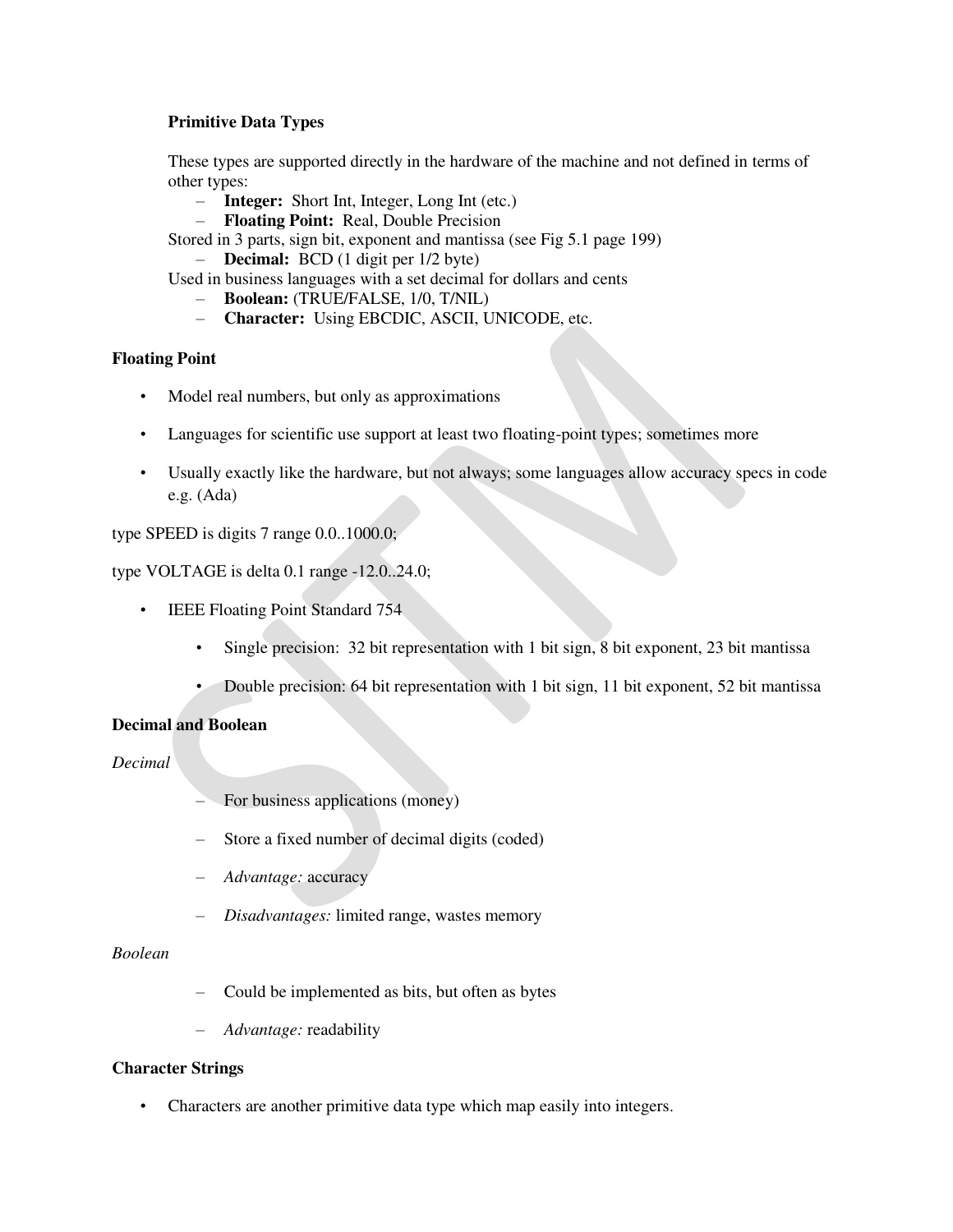**Primitive Data Types**

These types are supported directly in the hardware of the machine and not defined in terms of other types:

- **Integer:** Short Int, Integer, Long Int (etc.)
- **Floating Point:** Real, Double Precision

Stored in 3 parts, sign bit, exponent and mantissa (see Fig 5.1 page 199)

- **Decimal:** BCD (1 digit per 1/2 byte)

Used in business languages with a set decimal for dollars and cents

- **Boolean:** (TRUE/FALSE, 1/0, T/NIL)
- **Character:** Using EBCDIC, ASCII, UNICODE, etc.

**Floating Point**

- Model real numbers, but only as approximations
- Languages for scientific use support at least two floating-point types; sometimes more
- Usually exactly like the hardware, but not always; some languages allow accuracy specs in code e.g. (Ada)

```
type SPEED is digits 7 range 0.0..1000.0;

type VOLTAGE is delta 0.1 range -12.0..24.0;
```

- IEEE Floating Point Standard 754
    - Single precision: 32 bit representation with 1 bit sign, 8 bit exponent, 23 bit mantissa
    - Double precision: 64 bit representation with 1 bit sign, 11 bit exponent, 52 bit mantissa

**Decimal and Boolean**

*Decimal*

- For business applications (money)
- Store a fixed number of decimal digits (coded)
- *Advantage:* accuracy
- *Disadvantages:* limited range, wastes memory

*Boolean*

- Could be implemented as bits, but often as bytes
- *Advantage:* readability

**Character Strings**

- Characters are another primitive data type which map easily into integers.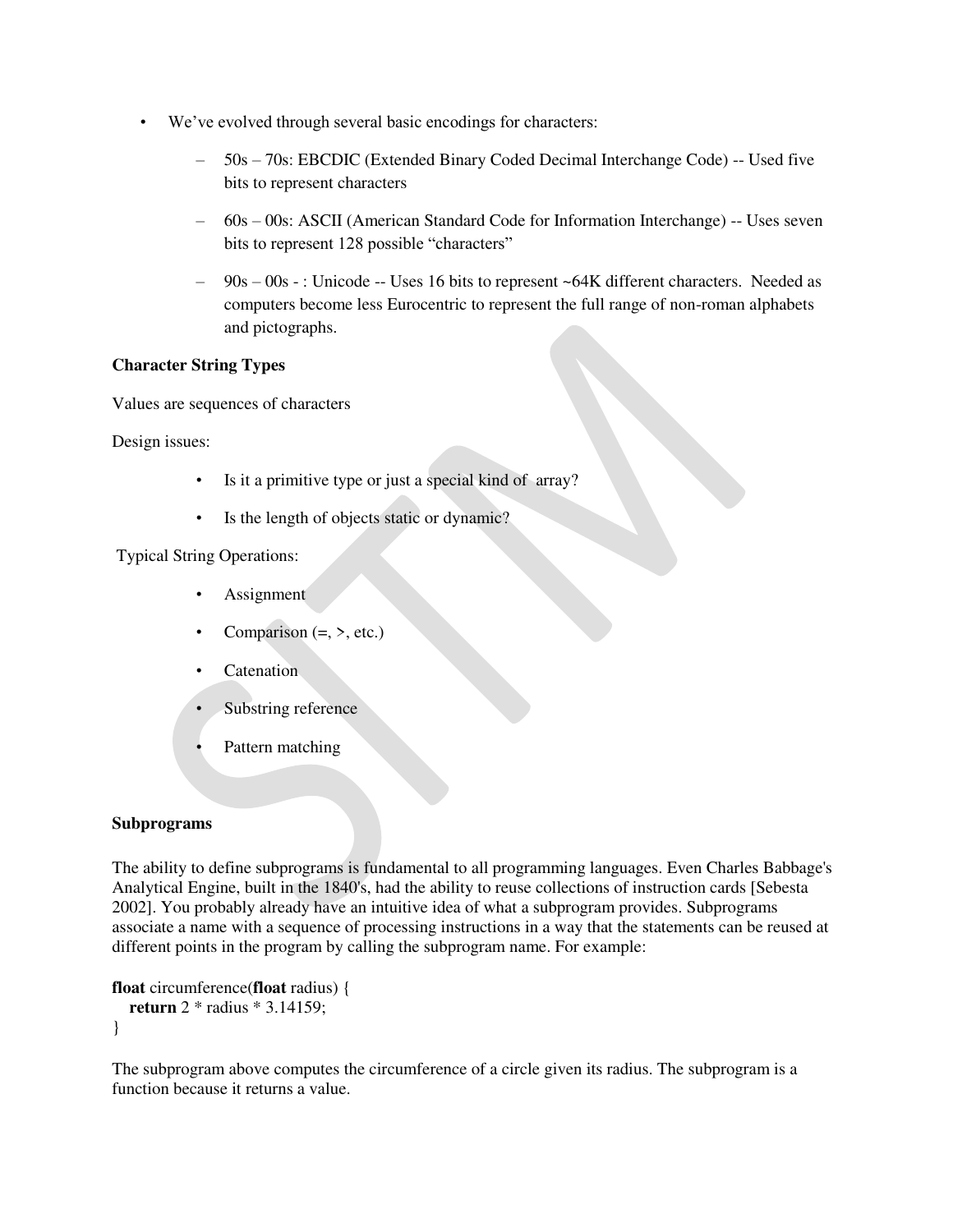- We've evolved through several basic encodings for characters:
  - 50s – 70s: EBCDIC (Extended Binary Coded Decimal Interchange Code) -- Used five bits to represent characters
  - 60s – 00s: ASCII (American Standard Code for Information Interchange) -- Uses seven bits to represent 128 possible "characters"
  - 90s – 00s - : Unicode -- Uses 16 bits to represent ~64K different characters. Needed as computers become less Eurocentric to represent the full range of non-roman alphabets and pictographs.

**Character String Types**

Values are sequences of characters

Design issues:

- Is it a primitive type or just a special kind of array?
- Is the length of objects static or dynamic?

Typical String Operations:

- Assignment
- Comparison (=, >, etc.)
- Catenation
- Substring reference
- Pattern matching

**Subprograms**

The ability to define subprograms is fundamental to all programming languages. Even Charles Babbage's Analytical Engine, built in the 1840's, had the ability to reuse collections of instruction cards [Sebesta 2002]. You probably already have an intuitive idea of what a subprogram provides. Subprograms associate a name with a sequence of processing instructions in a way that the statements can be reused at different points in the program by calling the subprogram name. For example:

```
float circumference(float radius) {
   return 2 * radius * 3.14159;
}
```

The subprogram above computes the circumference of a circle given its radius. The subprogram is a function because it returns a value.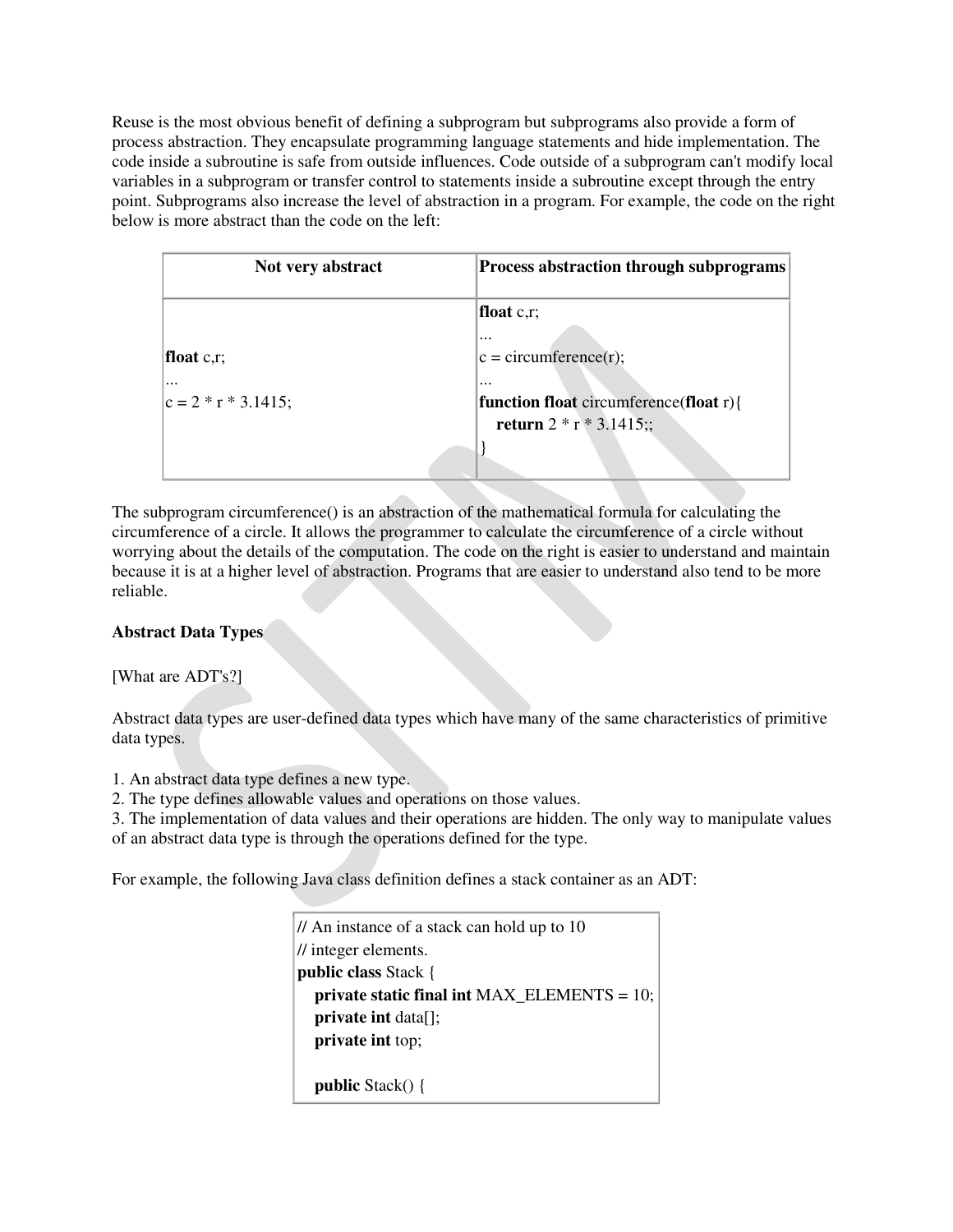Reuse is the most obvious benefit of defining a subprogram but subprograms also provide a form of process abstraction. They encapsulate programming language statements and hide implementation. The code inside a subroutine is safe from outside influences. Code outside of a subprogram can't modify local variables in a subprogram or transfer control to statements inside a subroutine except through the entry point. Subprograms also increase the level of abstraction in a program. For example, the code on the right below is more abstract than the code on the left:

| Not very abstract | Process abstraction through subprograms |
|---|---|
| **float** c,r;<br>...<br>c = 2 * r * 3.1415; | **float** c,r;<br>...<br>c = circumference(r);<br>...<br>**function float** circumference(**float** r){<br>&nbsp;&nbsp;&nbsp;&nbsp;**return** 2 * r * 3.1415;;<br>} |

The subprogram circumference() is an abstraction of the mathematical formula for calculating the circumference of a circle. It allows the programmer to calculate the circumference of a circle without worrying about the details of the computation. The code on the right is easier to understand and maintain because it is at a higher level of abstraction. Programs that are easier to understand also tend to be more reliable.

**Abstract Data Types**

[What are ADT's?]

Abstract data types are user-defined data types which have many of the same characteristics of primitive data types.

1. An abstract data type defines a new type.
2. The type defines allowable values and operations on those values.
3. The implementation of data values and their operations are hidden. The only way to manipulate values of an abstract data type is through the operations defined for the type.

For example, the following Java class definition defines a stack container as an ADT:

```
// An instance of a stack can hold up to 10
// integer elements.
public class Stack {
   private static final int MAX_ELEMENTS = 10;
   private int data[];
   private int top;

   public Stack() {
```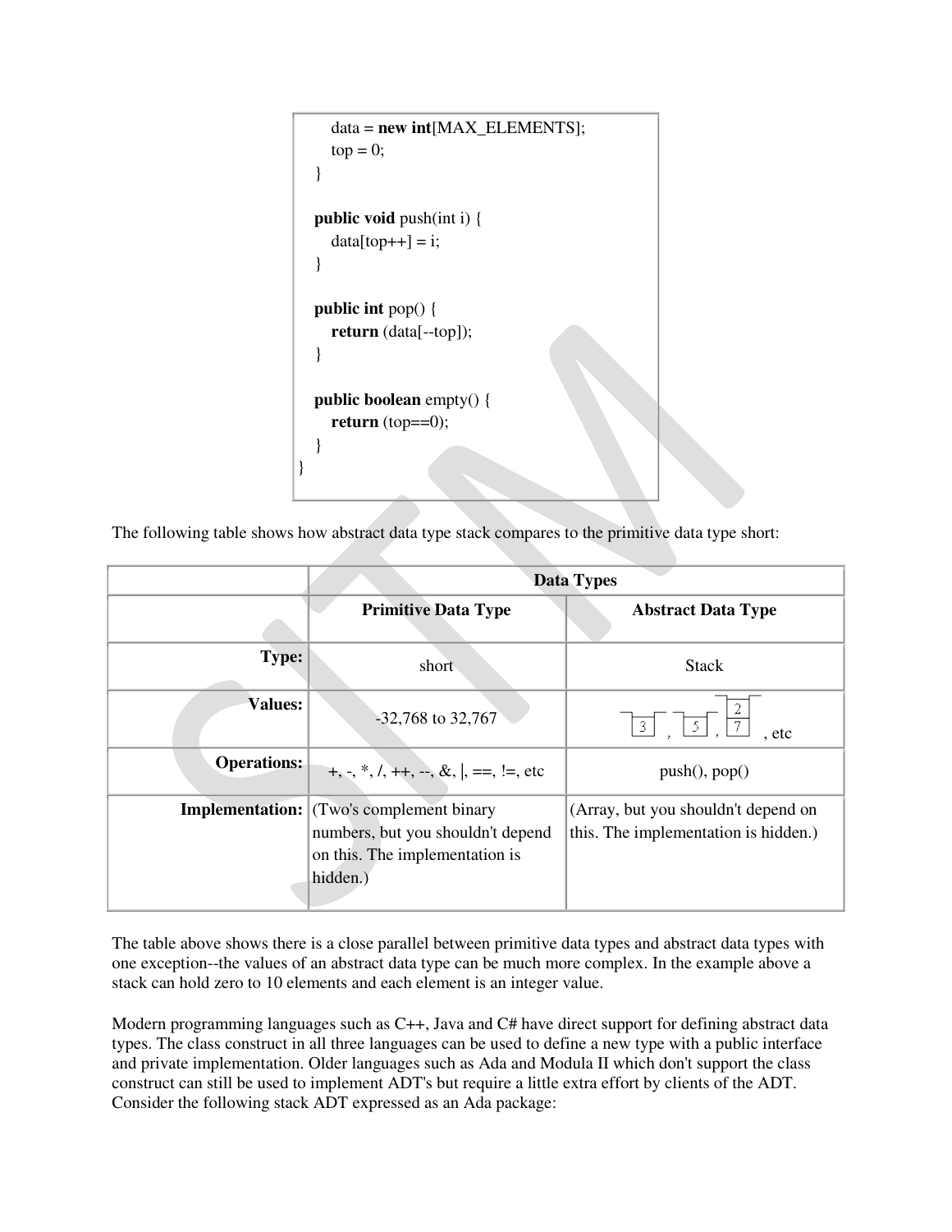```
        data = new int[MAX_ELEMENTS];
        top = 0;
    }

    public void push(int i) {
        data[top++] = i;
    }

    public int pop() {
        return (data[--top]);
    }

    public boolean empty() {
        return (top==0);
    }
}
```

The following table shows how abstract data type stack compares to the primitive data type short:

| | Data Types | |
|---|---|---|
| | **Primitive Data Type** | **Abstract Data Type** |
| **Type:** | short | Stack |
| **Values:** | -32,768 to 32,767 | 3 , 5 , 2 7 , etc |
| **Operations:** | +, -, *, /, ++, --, &, \|, ==, !=, etc | push(), pop() |
| **Implementation:** | (Two's complement binary numbers, but you shouldn't depend on this. The implementation is hidden.) | (Array, but you shouldn't depend on this. The implementation is hidden.) |

The table above shows there is a close parallel between primitive data types and abstract data types with one exception--the values of an abstract data type can be much more complex. In the example above a stack can hold zero to 10 elements and each element is an integer value.

Modern programming languages such as C++, Java and C# have direct support for defining abstract data types. The class construct in all three languages can be used to define a new type with a public interface and private implementation. Older languages such as Ada and Modula II which don't support the class construct can still be used to implement ADT's but require a little extra effort by clients of the ADT. Consider the following stack ADT expressed as an Ada package: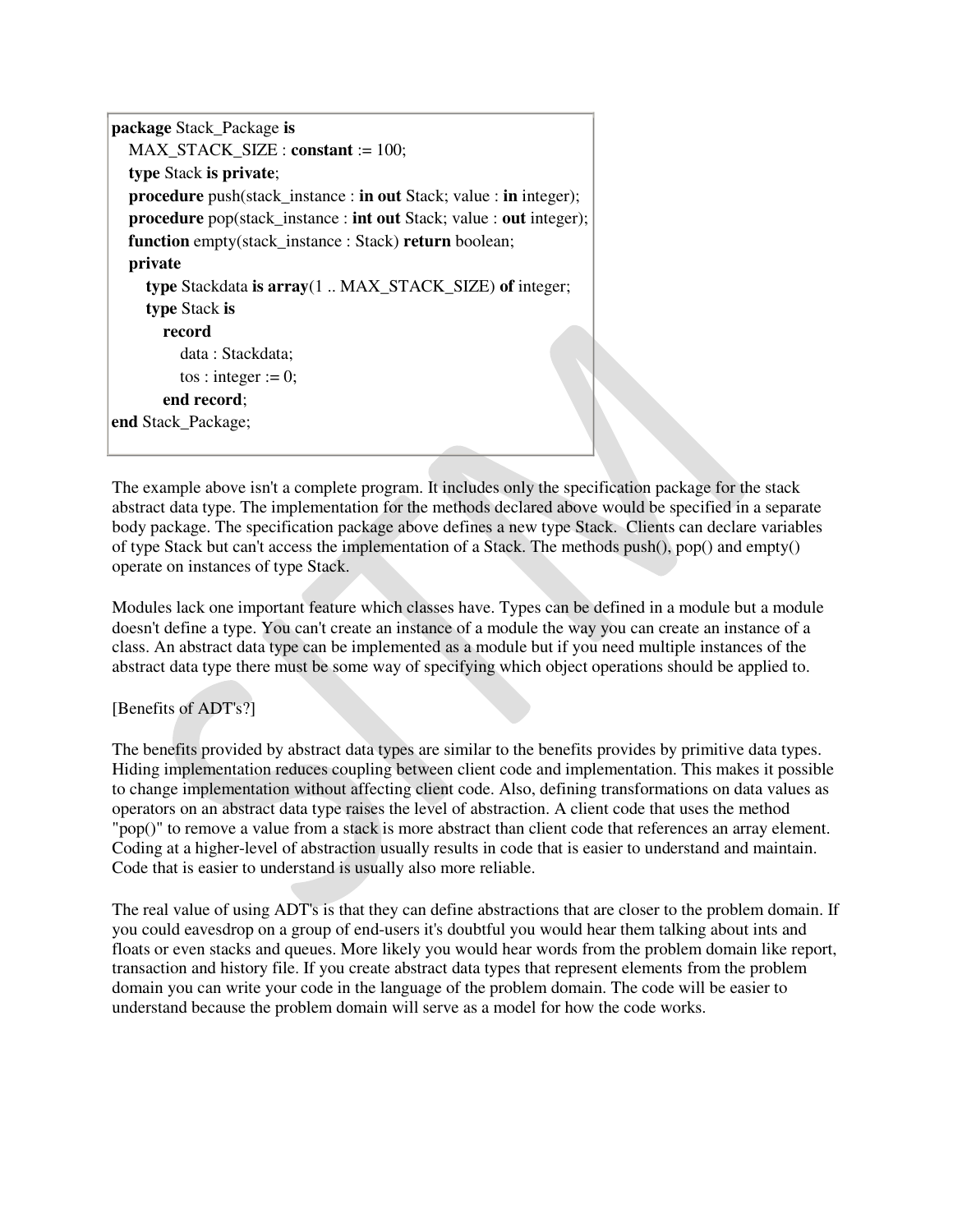```
package Stack_Package is
   MAX_STACK_SIZE : constant := 100;
   type Stack is private;
   procedure push(stack_instance : in out Stack; value : in integer);
   procedure pop(stack_instance : int out Stack; value : out integer);
   function empty(stack_instance : Stack) return boolean;
   private
      type Stackdata is array(1 .. MAX_STACK_SIZE) of integer;
      type Stack is
         record
            data : Stackdata;
            tos : integer := 0;
         end record;
end Stack_Package;
```

The example above isn't a complete program. It includes only the specification package for the stack abstract data type. The implementation for the methods declared above would be specified in a separate body package. The specification package above defines a new type Stack. Clients can declare variables of type Stack but can't access the implementation of a Stack. The methods push(), pop() and empty() operate on instances of type Stack.

Modules lack one important feature which classes have. Types can be defined in a module but a module doesn't define a type. You can't create an instance of a module the way you can create an instance of a class. An abstract data type can be implemented as a module but if you need multiple instances of the abstract data type there must be some way of specifying which object operations should be applied to.

[Benefits of ADT's?]

The benefits provided by abstract data types are similar to the benefits provides by primitive data types. Hiding implementation reduces coupling between client code and implementation. This makes it possible to change implementation without affecting client code. Also, defining transformations on data values as operators on an abstract data type raises the level of abstraction. A client code that uses the method "pop()" to remove a value from a stack is more abstract than client code that references an array element. Coding at a higher-level of abstraction usually results in code that is easier to understand and maintain. Code that is easier to understand is usually also more reliable.

The real value of using ADT's is that they can define abstractions that are closer to the problem domain. If you could eavesdrop on a group of end-users it's doubtful you would hear them talking about ints and floats or even stacks and queues. More likely you would hear words from the problem domain like report, transaction and history file. If you create abstract data types that represent elements from the problem domain you can write your code in the language of the problem domain. The code will be easier to understand because the problem domain will serve as a model for how the code works.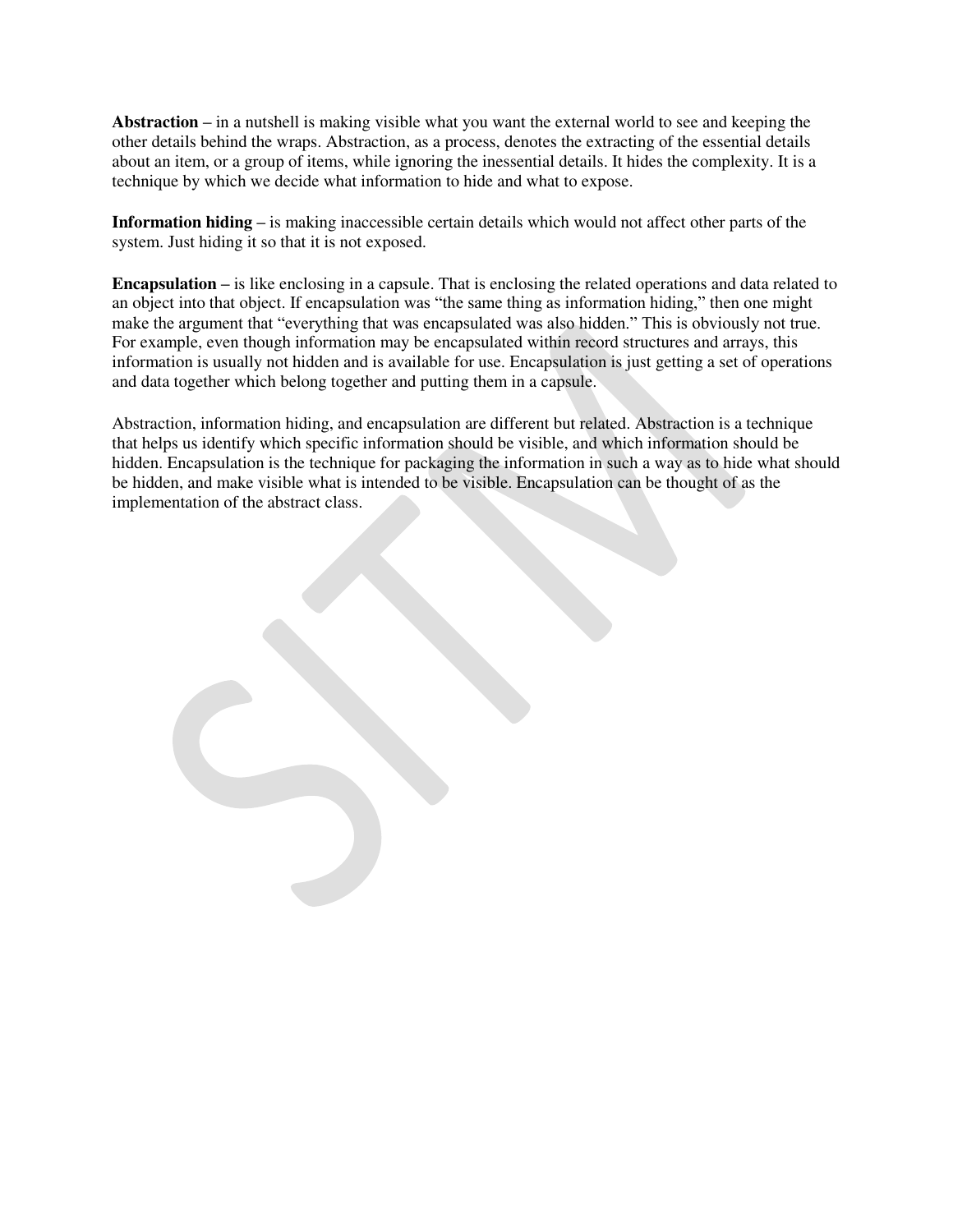**Abstraction** – in a nutshell is making visible what you want the external world to see and keeping the other details behind the wraps. Abstraction, as a process, denotes the extracting of the essential details about an item, or a group of items, while ignoring the inessential details. It hides the complexity. It is a technique by which we decide what information to hide and what to expose.

**Information hiding** – is making inaccessible certain details which would not affect other parts of the system. Just hiding it so that it is not exposed.

**Encapsulation** – is like enclosing in a capsule. That is enclosing the related operations and data related to an object into that object. If encapsulation was "the same thing as information hiding," then one might make the argument that "everything that was encapsulated was also hidden." This is obviously not true. For example, even though information may be encapsulated within record structures and arrays, this information is usually not hidden and is available for use. Encapsulation is just getting a set of operations and data together which belong together and putting them in a capsule.

Abstraction, information hiding, and encapsulation are different but related. Abstraction is a technique that helps us identify which specific information should be visible, and which information should be hidden. Encapsulation is the technique for packaging the information in such a way as to hide what should be hidden, and make visible what is intended to be visible. Encapsulation can be thought of as the implementation of the abstract class.